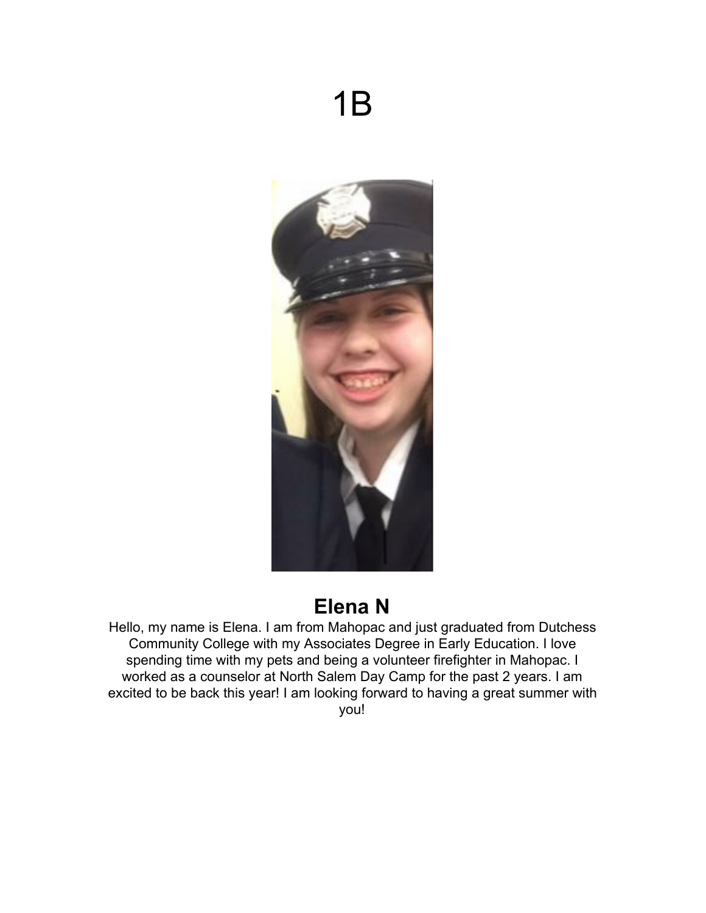# 1B

## Elena N

Hello, my name is Elena. I am from Mahopac and just graduated from Dutchess Community College with my Associates Degree in Early Education. I love spending time with my pets and being a volunteer firefighter in Mahopac. I worked as a counselor at North Salem Day Camp for the past 2 years. I am excited to be back this year! I am looking forward to having a great summer with you!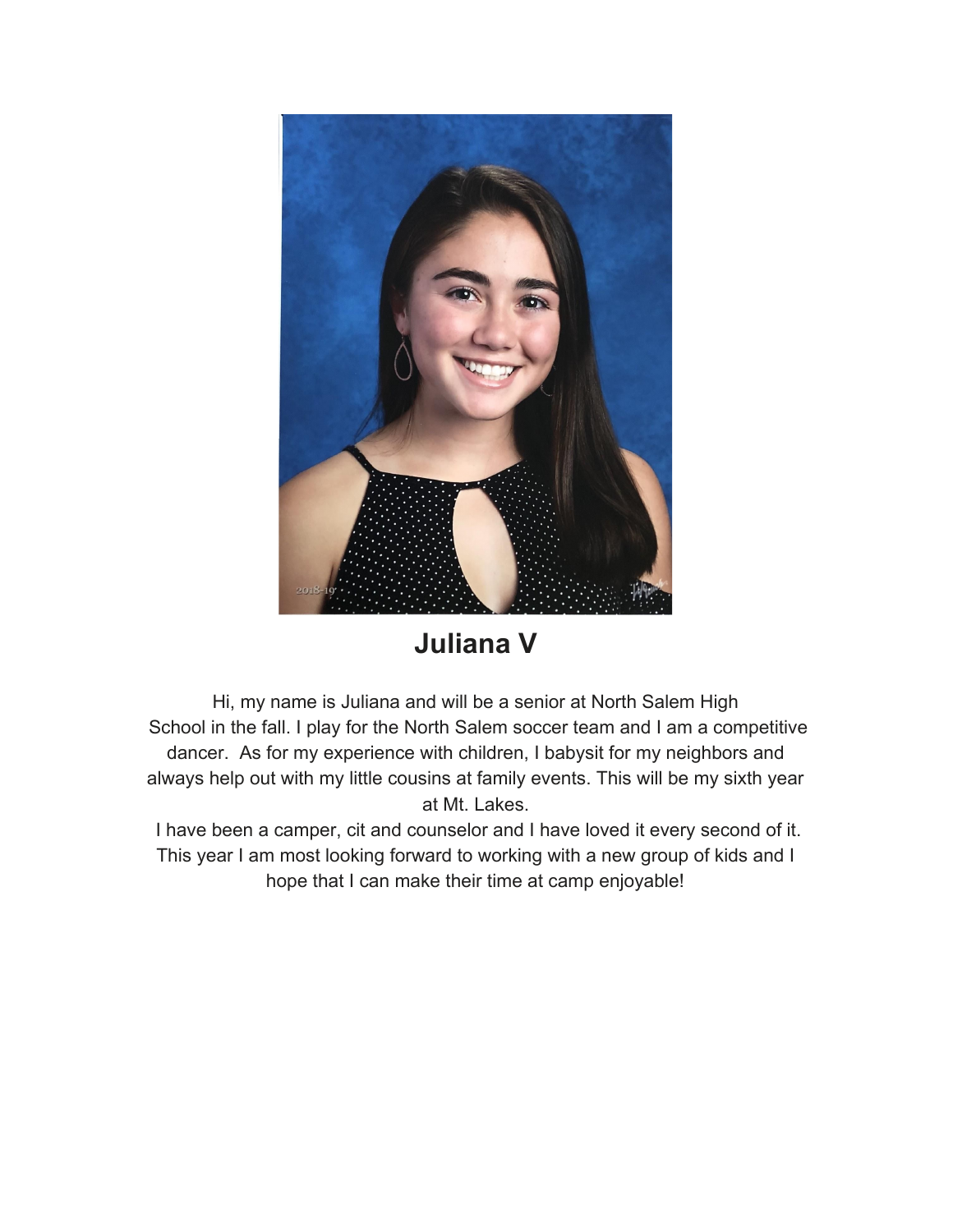## Juliana V

Hi, my name is Juliana and will be a senior at North Salem High School in the fall. I play for the North Salem soccer team and I am a competitive dancer. As for my experience with children, I babysit for my neighbors and always help out with my little cousins at family events. This will be my sixth year at Mt. Lakes.

I have been a camper, cit and counselor and I have loved it every second of it. This year I am most looking forward to working with a new group of kids and I hope that I can make their time at camp enjoyable!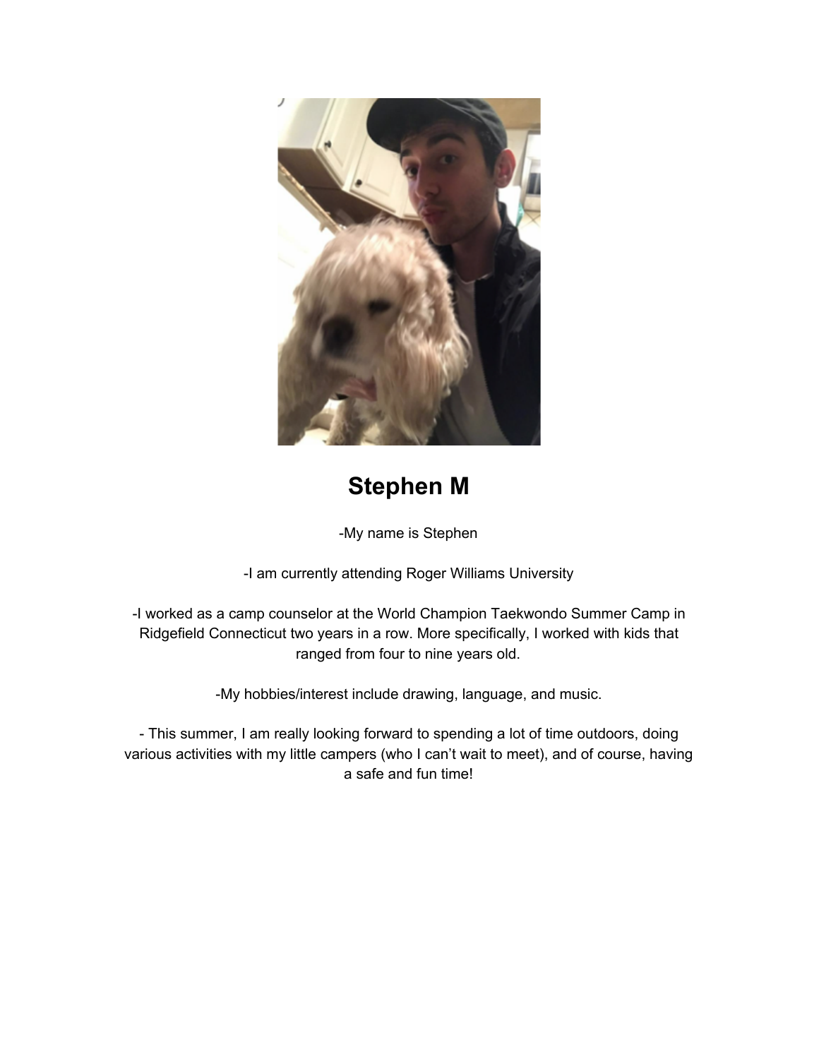# Stephen M

-My name is Stephen

-I am currently attending Roger Williams University

-I worked as a camp counselor at the World Champion Taekwondo Summer Camp in Ridgefield Connecticut two years in a row. More specifically, I worked with kids that ranged from four to nine years old.

-My hobbies/interest include drawing, language, and music.

- This summer, I am really looking forward to spending a lot of time outdoors, doing various activities with my little campers (who I can't wait to meet), and of course, having a safe and fun time!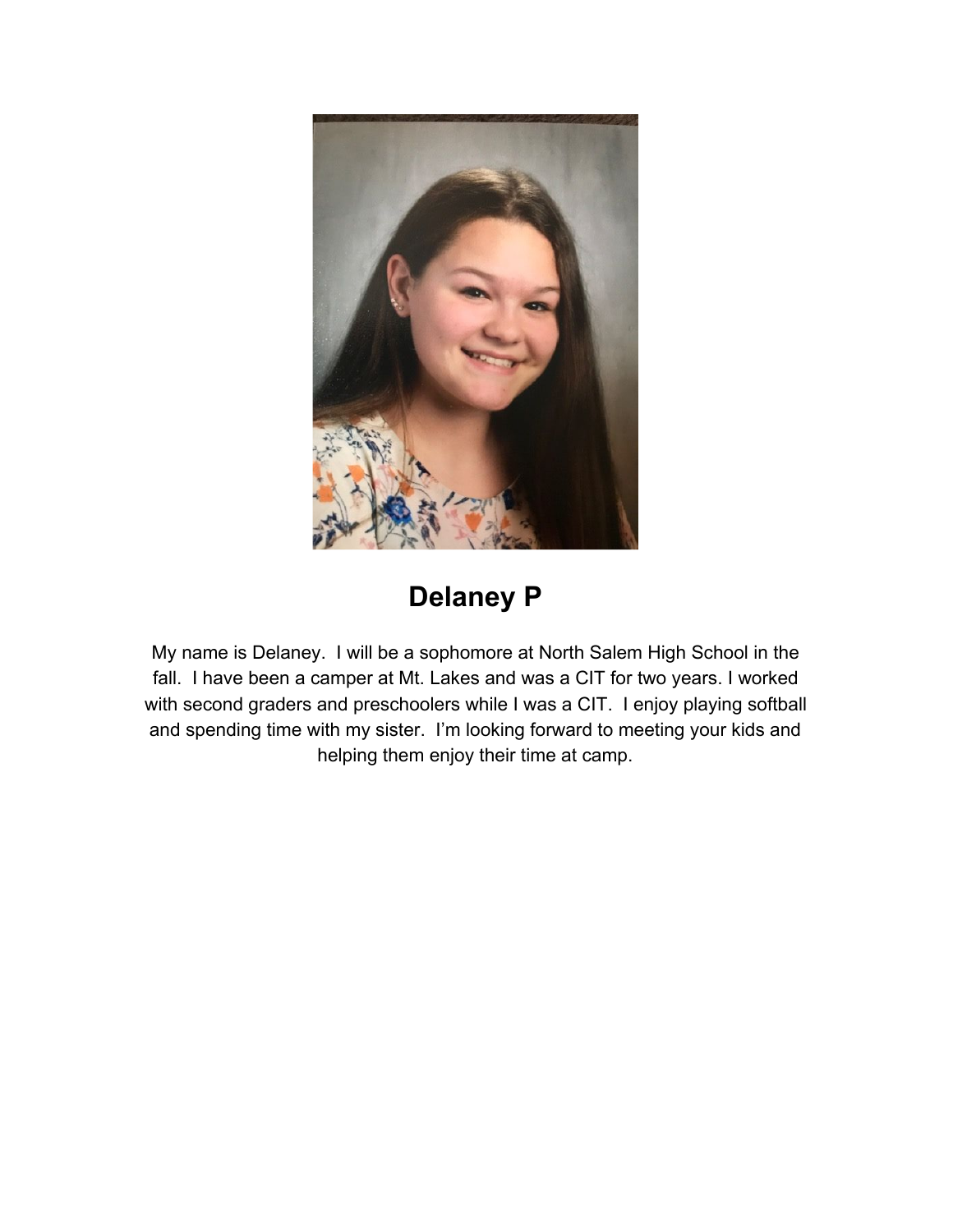## Delaney P

My name is Delaney. I will be a sophomore at North Salem High School in the fall. I have been a camper at Mt. Lakes and was a CIT for two years. I worked with second graders and preschoolers while I was a CIT. I enjoy playing softball and spending time with my sister. I'm looking forward to meeting your kids and helping them enjoy their time at camp.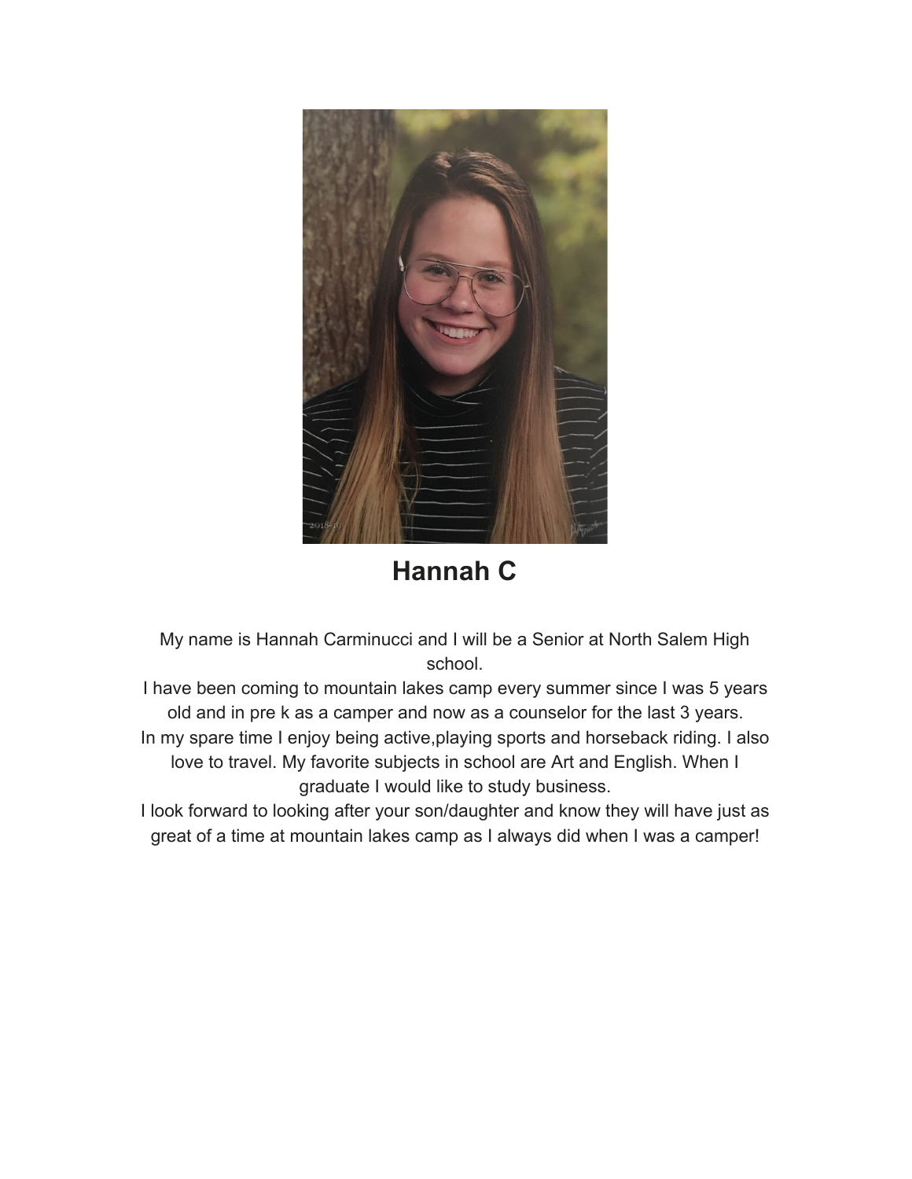## Hannah C

My name is Hannah Carminucci and I will be a Senior at North Salem High school.

I have been coming to mountain lakes camp every summer since I was 5 years old and in pre k as a camper and now as a counselor for the last 3 years.

In my spare time I enjoy being active,playing sports and horseback riding. I also love to travel. My favorite subjects in school are Art and English. When I graduate I would like to study business.

I look forward to looking after your son/daughter and know they will have just as great of a time at mountain lakes camp as I always did when I was a camper!